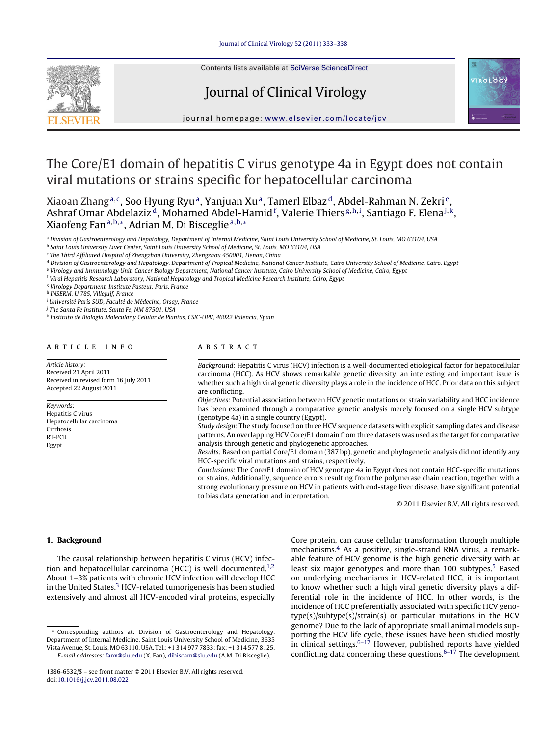# The Core/E1 domain of hepatitis C virus genotype 4a in Egypt does not contain viral mutations or strains specific for hepatocellular carcinoma

Xiaoan Zhang[a,c], Soo Hyung Ryu[a], Yanjuan Xu[a], Tamerl Elbaz[d], Abdel-Rahman N. Zekri[e], Ashraf Omar Abdelaziz[d], Mohamed Abdel-Hamid[f], Valerie Thiers[g,h,i], Santiago F. Elena[j,k], Xiaofeng Fan[a,b,*], Adrian M. Di Bisceglie[a,b,*]

[a] Division of Gastroenterology and Hepatology, Department of Internal Medicine, Saint Louis University School of Medicine, St. Louis, MO 63104, USA
[b] Saint Louis University Liver Center, Saint Louis University School of Medicine, St. Louis, MO 63104, USA
[c] The Third Affiliated Hospital of Zhengzhou University, Zhengzhou 450001, Henan, China
[d] Division of Gastroenterology and Hepatology, Department of Tropical Medicine, National Cancer Institute, Cairo University School of Medicine, Cairo, Egypt
[e] Virology and Immunology Unit, Cancer Biology Department, National Cancer Institute, Cairo University School of Medicine, Cairo, Egypt
[f] Viral Hepatitis Research Laboratory, National Hepatology and Tropical Medicine Research Institute, Cairo, Egypt
[g] Virology Department, Institute Pasteur, Paris, France
[h] INSERM, U 785, Villejuif, France
[i] Université Paris SUD, Faculté de Médecine, Orsay, France
[j] The Santa Fe Institute, Santa Fe, NM 87501, USA
[k] Instituto de Biología Molecular y Celular de Plantas, CSIC-UPV, 46022 Valencia, Spain

## ARTICLE INFO

*Article history:*
Received 21 April 2011
Received in revised form 16 July 2011
Accepted 22 August 2011

*Keywords:*
Hepatitis C virus
Hepatocellular carcinoma
Cirrhosis
RT-PCR
Egypt

## ABSTRACT

*Background:* Hepatitis C virus (HCV) infection is a well-documented etiological factor for hepatocellular carcinoma (HCC). As HCV shows remarkable genetic diversity, an interesting and important issue is whether such a high viral genetic diversity plays a role in the incidence of HCC. Prior data on this subject are conflicting.

*Objectives:* Potential association between HCV genetic mutations or strain variability and HCC incidence has been examined through a comparative genetic analysis merely focused on a single HCV subtype (genotype 4a) in a single country (Egypt).

*Study design:* The study focused on three HCV sequence datasets with explicit sampling dates and disease patterns. An overlapping HCV Core/E1 domain from three datasets was used as the target for comparative analysis through genetic and phylogenetic approaches.

*Results:* Based on partial Core/E1 domain (387 bp), genetic and phylogenetic analysis did not identify any HCC-specific viral mutations and strains, respectively.

*Conclusions:* The Core/E1 domain of HCV genotype 4a in Egypt does not contain HCC-specific mutations or strains. Additionally, sequence errors resulting from the polymerase chain reaction, together with a strong evolutionary pressure on HCV in patients with end-stage liver disease, have significant potential to bias data generation and interpretation.

© 2011 Elsevier B.V. All rights reserved.

## 1. Background

The causal relationship between hepatitis C virus (HCV) infection and hepatocellular carcinoma (HCC) is well documented.[1,2] About 1–3% patients with chronic HCV infection will develop HCC in the United States.[3] HCV-related tumorigenesis has been studied extensively and almost all HCV-encoded viral proteins, especially Core protein, can cause cellular transformation through multiple mechanisms.[4] As a positive, single-strand RNA virus, a remarkable feature of HCV genome is the high genetic diversity with at least six major genotypes and more than 100 subtypes.[5] Based on underlying mechanisms in HCV-related HCC, it is important to know whether such a high viral genetic diversity plays a differential role in the incidence of HCC. In other words, is the incidence of HCC preferentially associated with specific HCV genotype(s)/subtype(s)/strain(s) or particular mutations in the HCV genome? Due to the lack of appropriate small animal models supporting the HCV life cycle, these issues have been studied mostly in clinical settings.[6–17] However, published reports have yielded conflicting data concerning these questions.[6–17] The development

\* Corresponding authors at: Division of Gastroenterology and Hepatology, Department of Internal Medicine, Saint Louis University School of Medicine, 3635 Vista Avenue, St. Louis, MO 63110, USA. Tel.: +1 314 977 7833; fax: +1 314 577 8125.
E-mail addresses: fanx@slu.edu (X. Fan), dibiscam@slu.edu (A.M. Di Bisceglie).

1386-6532/$ – see front matter © 2011 Elsevier B.V. All rights reserved.
doi:10.1016/j.jcv.2011.08.022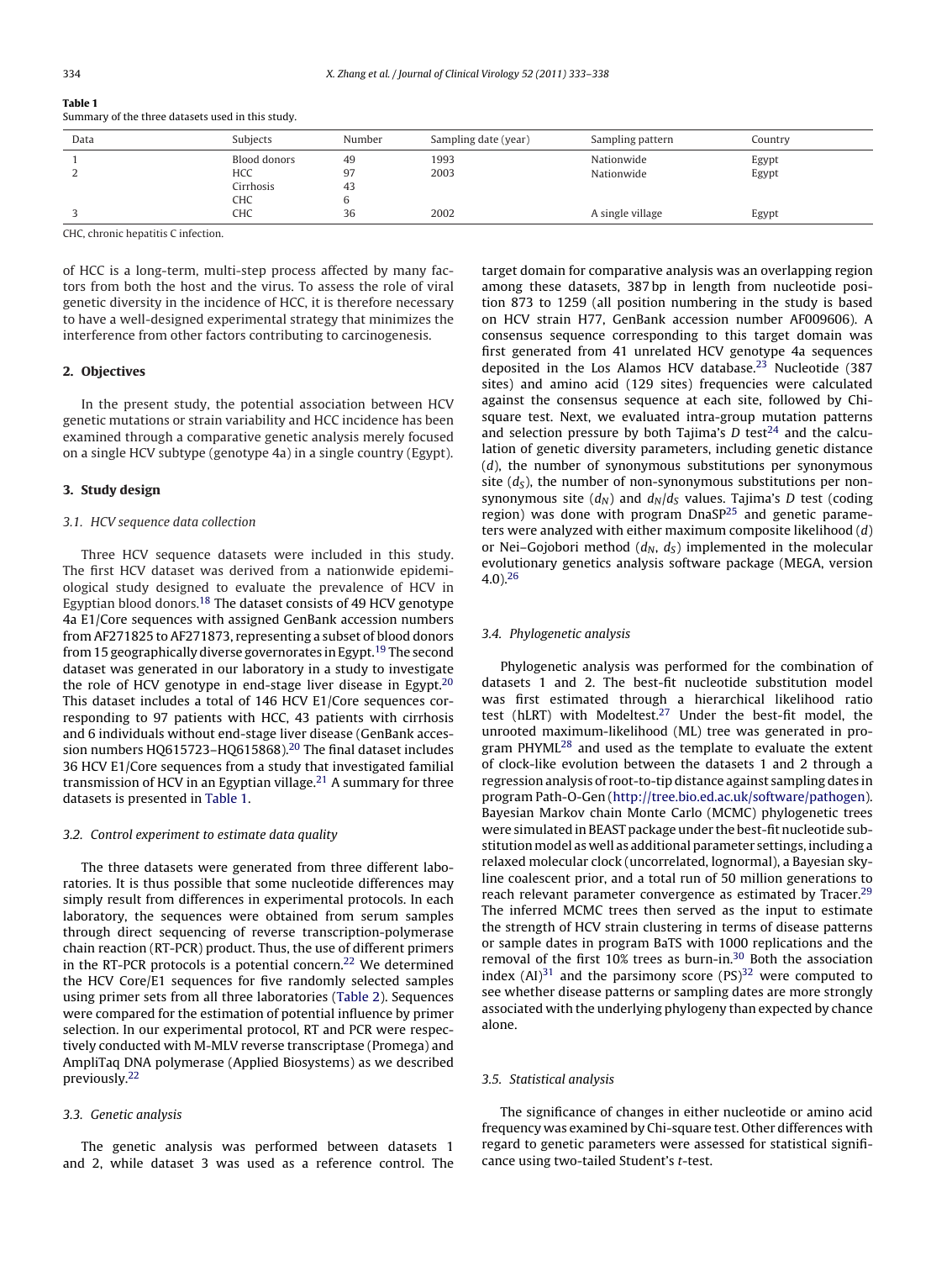**Table 1**
Summary of the three datasets used in this study.

| Data | Subjects | Number | Sampling date (year) | Sampling pattern | Country |
|---|---|---|---|---|---|
| 1 | Blood donors | 49 | 1993 | Nationwide | Egypt |
| 2 | HCC | 97 | 2003 | Nationwide | Egypt |
| | Cirrhosis | 43 | | | |
| | CHC | 6 | | | |
| 3 | CHC | 36 | 2002 | A single village | Egypt |

CHC, chronic hepatitis C infection.

of HCC is a long-term, multi-step process affected by many factors from both the host and the virus. To assess the role of viral genetic diversity in the incidence of HCC, it is therefore necessary to have a well-designed experimental strategy that minimizes the interference from other factors contributing to carcinogenesis.

## 2. Objectives

In the present study, the potential association between HCV genetic mutations or strain variability and HCC incidence has been examined through a comparative genetic analysis merely focused on a single HCV subtype (genotype 4a) in a single country (Egypt).

## 3. Study design

### 3.1. HCV sequence data collection

Three HCV sequence datasets were included in this study. The first HCV dataset was derived from a nationwide epidemiological study designed to evaluate the prevalence of HCV in Egyptian blood donors.[18] The dataset consists of 49 HCV genotype 4a E1/Core sequences with assigned GenBank accession numbers from AF271825 to AF271873, representing a subset of blood donors from 15 geographically diverse governorates in Egypt.[19] The second dataset was generated in our laboratory in a study to investigate the role of HCV genotype in end-stage liver disease in Egypt.[20] This dataset includes a total of 146 HCV E1/Core sequences corresponding to 97 patients with HCC, 43 patients with cirrhosis and 6 individuals without end-stage liver disease (GenBank accession numbers HQ615723–HQ615868).[20] The final dataset includes 36 HCV E1/Core sequences from a study that investigated familial transmission of HCV in an Egyptian village.[21] A summary for three datasets is presented in Table 1.

### 3.2. Control experiment to estimate data quality

The three datasets were generated from three different laboratories. It is thus possible that some nucleotide differences may simply result from differences in experimental protocols. In each laboratory, the sequences were obtained from serum samples through direct sequencing of reverse transcription-polymerase chain reaction (RT-PCR) product. Thus, the use of different primers in the RT-PCR protocols is a potential concern.[22] We determined the HCV Core/E1 sequences for five randomly selected samples using primer sets from all three laboratories (Table 2). Sequences were compared for the estimation of potential influence by primer selection. In our experimental protocol, RT and PCR were respectively conducted with M-MLV reverse transcriptase (Promega) and AmpliTaq DNA polymerase (Applied Biosystems) as we described previously.[22]

### 3.3. Genetic analysis

The genetic analysis was performed between datasets 1 and 2, while dataset 3 was used as a reference control. The target domain for comparative analysis was an overlapping region among these datasets, 387 bp in length from nucleotide position 873 to 1259 (all position numbering in the study is based on HCV strain H77, GenBank accession number AF009606). A consensus sequence corresponding to this target domain was first generated from 41 unrelated HCV genotype 4a sequences deposited in the Los Alamos HCV database.[23] Nucleotide (387 sites) and amino acid (129 sites) frequencies were calculated against the consensus sequence at each site, followed by Chi-square test. Next, we evaluated intra-group mutation patterns and selection pressure by both Tajima's $D$ test[24] and the calculation of genetic diversity parameters, including genetic distance ($d$), the number of synonymous substitutions per synonymous site ($d_S$), the number of non-synonymous substitutions per non-synonymous site ($d_N$) and $d_N/d_S$ values. Tajima's $D$ test (coding region) was done with program DnaSP[25] and genetic parameters were analyzed with either maximum composite likelihood ($d$) or Nei–Gojobori method ($d_N$, $d_S$) implemented in the molecular evolutionary genetics analysis software package (MEGA, version 4.0).[26]

### 3.4. Phylogenetic analysis

Phylogenetic analysis was performed for the combination of datasets 1 and 2. The best-fit nucleotide substitution model was first estimated through a hierarchical likelihood ratio test (hLRT) with Modeltest.[27] Under the best-fit model, the unrooted maximum-likelihood (ML) tree was generated in program PHYML[28] and used as the template to evaluate the extent of clock-like evolution between the datasets 1 and 2 through a regression analysis of root-to-tip distance against sampling dates in program Path-O-Gen (http://tree.bio.ed.ac.uk/software/pathogen). Bayesian Markov chain Monte Carlo (MCMC) phylogenetic trees were simulated in BEAST package under the best-fit nucleotide substitution model as well as additional parameter settings, including a relaxed molecular clock (uncorrelated, lognormal), a Bayesian skyline coalescent prior, and a total run of 50 million generations to reach relevant parameter convergence as estimated by Tracer.[29] The inferred MCMC trees then served as the input to estimate the strength of HCV strain clustering in terms of disease patterns or sample dates in program BaTS with 1000 replications and the removal of the first 10% trees as burn-in.[30] Both the association index (AI)[31] and the parsimony score (PS)[32] were computed to see whether disease patterns or sampling dates are more strongly associated with the underlying phylogeny than expected by chance alone.

### 3.5. Statistical analysis

The significance of changes in either nucleotide or amino acid frequency was examined by Chi-square test. Other differences with regard to genetic parameters were assessed for statistical significance using two-tailed Student's $t$-test.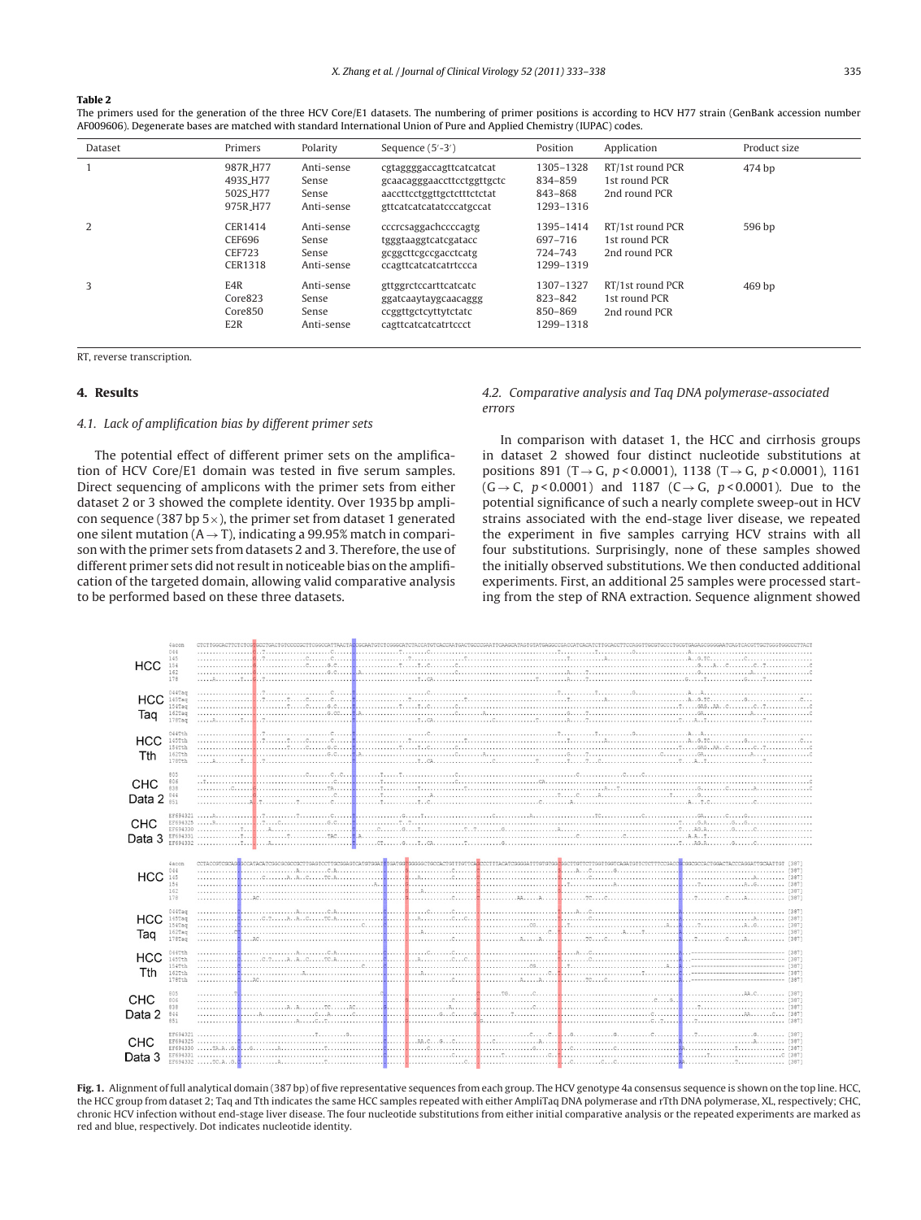**Table 2**

The primers used for the generation of the three HCV Core/E1 datasets. The numbering of primer positions is according to HCV H77 strain (GenBank accession number AF009606). Degenerate bases are matched with standard International Union of Pure and Applied Chemistry (IUPAC) codes.

| Dataset | Primers | Polarity | Sequence (5′-3′) | Position | Application | Product size |
|---|---|---|---|---|---|---|
| 1 | 987R_H77 | Anti-sense | cgtaggggaccagttcatcatcat | 1305–1328 | RT/1st round PCR | 474 bp |
| | 493S_H77 | Sense | gcaacagggaacctteetggttgctc | 834–859 | 1st round PCR | |
| | 502S_H77 | Sense | aaccttcctggttgctctttctctat | 843–868 | 2nd round PCR | |
| | 975R_H77 | Anti-sense | gttcatcatcatatcccatgccat | 1293–1316 | | |
| 2 | CER1414 | Anti-sense | cccrcsaggachccccagtg | 1395–1414 | RT/1st round PCR | 596 bp |
| | CEF696 | Sense | tgggtaaggtcatcgatacc | 697–716 | 1st round PCR | |
| | CEF723 | Sense | gcggcttcgccgacctcatg | 724–743 | 2nd round PCR | |
| | CER1318 | Anti-sense | ccagttcatcatcatrtccca | 1299–1319 | | |
| 3 | E4R | Anti-sense | gttggrctccarttcatcatc | 1307–1327 | RT/1st round PCR | 469 bp |
| | Core823 | Sense | ggatcaaytaygcaacaggg | 823–842 | 1st round PCR | |
| | Core850 | Sense | ccggttgctcyttytctatc | 850–869 | 2nd round PCR | |
| | E2R | Anti-sense | cagttcatcatcatrtccct | 1299–1318 | | |

RT, reverse transcription.

## 4. Results

### 4.1. Lack of amplification bias by different primer sets

The potential effect of different primer sets on the amplification of HCV Core/E1 domain was tested in five serum samples. Direct sequencing of amplicons with the primer sets from either dataset 2 or 3 showed the complete identity. Over 1935 bp amplicon sequence (387 bp 5×), the primer set from dataset 1 generated one silent mutation (A → T), indicating a 99.95% match in comparison with the primer sets from datasets 2 and 3. Therefore, the use of different primer sets did not result in noticeable bias on the amplification of the targeted domain, allowing valid comparative analysis to be performed based on these three datasets.

### 4.2. Comparative analysis and Taq DNA polymerase-associated errors

In comparison with dataset 1, the HCC and cirrhosis groups in dataset 2 showed four distinct nucleotide substitutions at positions 891 (T → G, $p < 0.0001$), 1138 (T → G, $p < 0.0001$), 1161 (G → C, $p < 0.0001$) and 1187 (C → G, $p < 0.0001$). Due to the potential significance of such a nearly complete sweep-out in HCV strains associated with the end-stage liver disease, we repeated the experiment in five samples carrying HCV strains with all four substitutions. Surprisingly, none of these samples showed the initially observed substitutions. We then conducted additional experiments. First, an additional 25 samples were processed starting from the step of RNA extraction. Sequence alignment showed

**Fig. 1.** Alignment of full analytical domain (387 bp) of five representative sequences from each group. The HCV genotype 4a consensus sequence is shown on the top line. HCC, the HCC group from dataset 2; Taq and Tth indicates the same HCC samples repeated with either AmpliTaq DNA polymerase and rTth DNA polymerase, XL, respectively; CHC, chronic HCV infection without end-stage liver disease. The four nucleotide substitutions from either initial comparative analysis or the repeated experiments are marked as red and blue, respectively. Dot indicates nucleotide identity.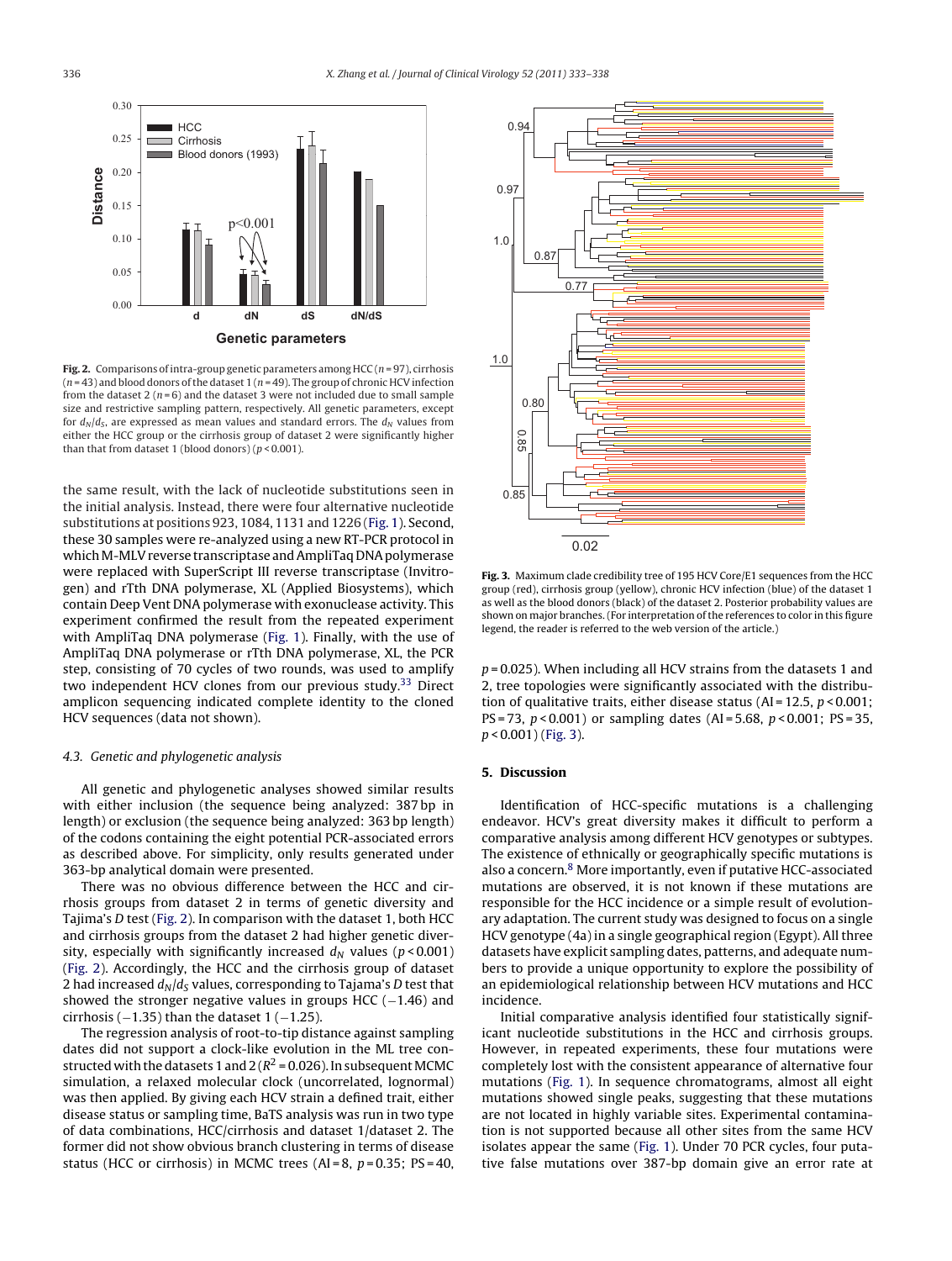**Fig. 2.** Comparisons of intra-group genetic parameters among HCC ($n$ = 97), cirrhosis ($n$ = 43) and blood donors of the dataset 1 ($n$ = 49). The group of chronic HCV infection from the dataset 2 ($n$ = 6) and the dataset 3 were not included due to small sample size and restrictive sampling pattern, respectively. All genetic parameters, except for $d_N/d_S$, are expressed as mean values and standard errors. The $d_N$ values from either the HCC group or the cirrhosis group of dataset 2 were significantly higher than that from dataset 1 (blood donors) ($p$ < 0.001).

the same result, with the lack of nucleotide substitutions seen in the initial analysis. Instead, there were four alternative nucleotide substitutions at positions 923, 1084, 1131 and 1226 (Fig. 1). Second, these 30 samples were re-analyzed using a new RT-PCR protocol in which M-MLV reverse transcriptase and AmpliTaq DNA polymerase were replaced with SuperScript III reverse transcriptase (Invitrogen) and rTth DNA polymerase, XL (Applied Biosystems), which contain Deep Vent DNA polymerase with exonuclease activity. This experiment confirmed the result from the repeated experiment with AmpliTaq DNA polymerase (Fig. 1). Finally, with the use of AmpliTaq DNA polymerase or rTth DNA polymerase, XL, the PCR step, consisting of 70 cycles of two rounds, was used to amplify two independent HCV clones from our previous study.[33] Direct amplicon sequencing indicated complete identity to the cloned HCV sequences (data not shown).

### 4.3. Genetic and phylogenetic analysis

All genetic and phylogenetic analyses showed similar results with either inclusion (the sequence being analyzed: 387 bp in length) or exclusion (the sequence being analyzed: 363 bp length) of the codons containing the eight potential PCR-associated errors as described above. For simplicity, only results generated under 363-bp analytical domain were presented.

There was no obvious difference between the HCC and cirrhosis groups from dataset 2 in terms of genetic diversity and Tajima's D test (Fig. 2). In comparison with the dataset 1, both HCC and cirrhosis groups from the dataset 2 had higher genetic diversity, especially with significantly increased $d_N$ values ($p$ < 0.001) (Fig. 2). Accordingly, the HCC and the cirrhosis group of dataset 2 had increased $d_N/d_S$ values, corresponding to Tajama's D test that showed the stronger negative values in groups HCC (−1.46) and cirrhosis (−1.35) than the dataset 1 (−1.25).

The regression analysis of root-to-tip distance against sampling dates did not support a clock-like evolution in the ML tree constructed with the datasets 1 and 2 ($R^2$ = 0.026). In subsequent MCMC simulation, a relaxed molecular clock (uncorrelated, lognormal) was then applied. By giving each HCV strain a defined trait, either disease status or sampling time, BaTS analysis was run in two type of data combinations, HCC/cirrhosis and dataset 1/dataset 2. The former did not show obvious branch clustering in terms of disease status (HCC or cirrhosis) in MCMC trees (AI = 8, $p$ = 0.35; PS = 40, $p$ = 0.025). When including all HCV strains from the datasets 1 and 2, tree topologies were significantly associated with the distribution of qualitative traits, either disease status (AI = 12.5, $p$ < 0.001; PS = 73, $p$ < 0.001) or sampling dates (AI = 5.68, $p$ < 0.001; PS = 35, $p$ < 0.001) (Fig. 3).

**Fig. 3.** Maximum clade credibility tree of 195 HCV Core/E1 sequences from the HCC group (red), cirrhosis group (yellow), chronic HCV infection (blue) of the dataset 1 as well as the blood donors (black) of the dataset 2. Posterior probability values are shown on major branches. (For interpretation of the references to color in this figure legend, the reader is referred to the web version of the article.)

## 5. Discussion

Identification of HCC-specific mutations is a challenging endeavor. HCV's great diversity makes it difficult to perform a comparative analysis among different HCV genotypes or subtypes. The existence of ethnically or geographically specific mutations is also a concern.[8] More importantly, even if putative HCC-associated mutations are observed, it is not known if these mutations are responsible for the HCC incidence or a simple result of evolutionary adaptation. The current study was designed to focus on a single HCV genotype (4a) in a single geographical region (Egypt). All three datasets have explicit sampling dates, patterns, and adequate numbers to provide a unique opportunity to explore the possibility of an epidemiological relationship between HCV mutations and HCC incidence.

Initial comparative analysis identified four statistically significant nucleotide substitutions in the HCC and cirrhosis groups. However, in repeated experiments, these four mutations were completely lost with the consistent appearance of alternative four mutations (Fig. 1). In sequence chromatograms, almost all eight mutations showed single peaks, suggesting that these mutations are not located in highly variable sites. Experimental contamination is not supported because all other sites from the same HCV isolates appear the same (Fig. 1). Under 70 PCR cycles, four putative false mutations over 387-bp domain give an error rate at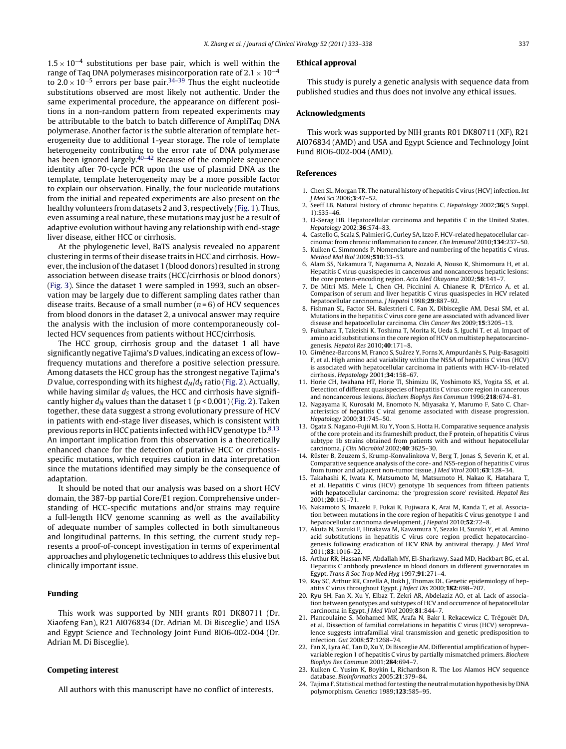$1.5 \times 10^{-4}$ substitutions per base pair, which is well within the range of Taq DNA polymerases misincorporation rate of $2.1 \times 10^{-4}$ to $2.0 \times 10^{-5}$ errors per base pair.[34–39] Thus the eight nucleotide substitutions observed are most likely not authentic. Under the same experimental procedure, the appearance on different positions in a non-random pattern from repeated experiments may be attributable to the batch to batch difference of AmpliTaq DNA polymerase. Another factor is the subtle alteration of template heterogeneity due to additional 1-year storage. The role of template heterogeneity contributing to the error rate of DNA polymerase has been ignored largely.[40–42] Because of the complete sequence identity after 70-cycle PCR upon the use of plasmid DNA as the template, template heterogeneity may be a more possible factor to explain our observation. Finally, the four nucleotide mutations from the initial and repeated experiments are also present on the healthy volunteers from datasets 2 and 3, respectively (Fig. 1). Thus, even assuming a real nature, these mutations may just be a result of adaptive evolution without having any relationship with end-stage liver disease, either HCC or cirrhosis.

At the phylogenetic level, BaTS analysis revealed no apparent clustering in terms of their disease traits in HCC and cirrhosis. However, the inclusion of the dataset 1 (blood donors) resulted in strong association between disease traits (HCC/cirrhosis or blood donors) (Fig. 3). Since the dataset 1 were sampled in 1993, such an observation may be largely due to different sampling dates rather than disease traits. Because of a small number ($n = 6$) of HCV sequences from blood donors in the dataset 2, a univocal answer may require the analysis with the inclusion of more contemporaneously collected HCV sequences from patients without HCC/cirrhosis.

The HCC group, cirrhosis group and the dataset 1 all have significantly negative Tajima's $D$ values, indicating an excess of low-frequency mutations and therefore a positive selection pressure. Among datasets the HCC group has the strongest negative Tajima's $D$ value, corresponding with its highest $d_N/d_S$ ratio (Fig. 2). Actually, while having similar $d_S$ values, the HCC and cirrhosis have significantly higher $d_N$ values than the dataset 1 ($p < 0.001$) (Fig. 2). Taken together, these data suggest a strong evolutionary pressure of HCV in patients with end-stage liver diseases, which is consistent with previous reports in HCC patients infected with HCV genotype 1b.[8,13] An important implication from this observation is a theoretically enhanced chance for the detection of putative HCC or cirrhosis-specific mutations, which requires caution in data interpretation since the mutations identified may simply be the consequence of adaptation.

It should be noted that our analysis was based on a short HCV domain, the 387-bp partial Core/E1 region. Comprehensive understanding of HCC-specific mutations and/or strains may require a full-length HCV genome scanning as well as the availability of adequate number of samples collected in both simultaneous and longitudinal patterns. In this setting, the current study represents a proof-of-concept investigation in terms of experimental approaches and phylogenetic techniques to address this elusive but clinically important issue.

## Funding

This work was supported by NIH grants R01 DK80711 (Dr. Xiaofeng Fan), R21 AI076834 (Dr. Adrian M. Di Bisceglie) and USA and Egypt Science and Technology Joint Fund BIO6-002-004 (Dr. Adrian M. Di Bisceglie).

## Competing interest

All authors with this manuscript have no conflict of interests.

## Ethical approval

This study is purely a genetic analysis with sequence data from published studies and thus does not involve any ethical issues.

## Acknowledgments

This work was supported by NIH grants R01 DK80711 (XF), R21 AI076834 (AMD) and USA and Egypt Science and Technology Joint Fund BIO6-002-004 (AMD).

## References

1. Chen SL, Morgan TR. The natural history of hepatitis C virus (HCV) infection. *Int J Med Sci* 2006;**3**:47–52.
2. Seeff LB. Natural history of chronic hepatitis C. *Hepatology* 2002;**36**(5 Suppl. 1):S35–46.
3. El-Serag HB. Hepatocellular carcinoma and hepatitis C in the United States. *Hepatology* 2002;**36**:S74–83.
4. Castello G, Scala S, Palmieri G, Curley SA, Izzo F. HCV-related hepatocellular carcinoma: from chronic inflammation to cancer. *Clin Immunol* 2010;**134**:237–50.
5. Kuiken C, Simmonds P. Nomenclature and numbering of the hepatitis C virus. *Method Mol Biol* 2009;**510**:33–53.
6. Alam SS, Nakamura T, Naganuma A, Nozaki A, Nouso K, Shimomura H, et al. Hepatitis C virus quasispecies in cancerous and noncancerous hepatic lesions: the core protein-encoding region. *Acta Med Okayama* 2002;**56**:141–7.
7. De Mitri MS, Mele L, Chen CH, Piccinini A, Chianese R, D'Errico A, et al. Comparison of serum and liver hepatitis C virus quasispecies in HCV related hepatocellular carcinoma. *J Hepatol* 1998;**29**:887–92.
8. Fishman SL, Factor SH, Balestrieri C, Fan X, Dibisceglie AM, Desai SM, et al. Mutations in the hepatitis C virus core gene are associated with advanced liver disease and hepatocellular carcinoma. *Clin Cancer Res* 2009;**15**:3205–13.
9. Fukuhara T, Takeishi K, Toshima T, Morita K, Ueda S, Iguchi T, et al. Impact of amino acid substitutions in the core region of HCV on multistep hepatocarcinogenesis. *Hepatol Res* 2010;**40**:171–8.
10. Giménez-Barcons M, Franco S, Suárez Y, Forns X, Ampurdanès S, Puig-Basagoiti F, et al. High amino acid variability within the NS5A of hepatitis C virus (HCV) is associated with hepatocellular carcinoma in patients with HCV-1b-related cirrhosis. *Hepatology* 2001;**34**:158–67.
11. Horie CH, Iwahana HT, Horie TI, Shimizu IK, Yoshimoto KS, Yogita SS, et al. Detection of different quasispecies of hepatitis C virus core region in cancerous and noncancerous lesions. *Biochem Biophys Res Commun* 1996;**218**:674–81.
12. Nagayama K, Kurosaki M, Enomoto N, Miyasaka Y, Marumo F, Sato C. Characteristics of hepatitis C viral genome associated with disease progression. *Hepatology* 2000;**31**:745–50.
13. Ogata S, Nagano-Fujii M, Ku Y, Yoon S, Hotta H. Comparative sequence analysis of the core protein and its frameshift product, the F protein, of hepatitis C virus subtype 1b strains obtained from patients with and without hepatocellular carcinoma. *J Clin Microbiol* 2002;**40**:3625–30.
14. Rüster B, Zeuzem S, Krump-Konvalinkova V, Berg T, Jonas S, Severin K, et al. Comparative sequence analysis of the core- and NS5-region of hepatitis C virus from tumor and adjacent non-tumor tissue. *J Med Virol* 2001;**63**:128–34.
15. Takahashi K, Iwata K, Matsumoto M, Matsumoto H, Nakao K, Hatahara T, et al. Hepatitis C virus (HCV) genotype 1b sequences from fifteen patients with hepatocellular carcinoma: the 'progression score' revisited. *Hepatol Res* 2001;**20**:161–71.
16. Nakamoto S, Imazeki F, Fukai K, Fujiwara K, Arai M, Kanda T, et al. Association between mutations in the core region of hepatitis C virus genotype 1 and hepatocellular carcinoma development. *J Hepatol* 2010;**52**:72–8.
17. Akuta N, Suzuki F, Hirakawa M, Kawamura Y, Sezaki H, Suzuki Y, et al. Amino acid substitutions in hepatitis C virus core region predict hepatocarcinogenesis following eradication of HCV RNA by antiviral therapy. *J Med Virol* 2011;**83**:1016–22.
18. Arthur RR, Hassan NF, Abdallah MY, El-Sharkawy, Saad MD, Hackbart BG, et al. Hepatitis C antibody prevalence in blood donors in different governorates in Egypt. *Trans R Soc Trop Med Hyg* 1997;**91**:271–4.
19. Ray SC, Arthur RR, Carella A, Bukh J, Thomas DL. Genetic epidemiology of hepatitis C virus throughout Egypt. *J Infect Dis* 2000;**182**:698–707.
20. Ryu SH, Fan X, Xu Y, Elbaz T, Zekri AR, Abdelaziz AO, et al. Lack of association between genotypes and subtypes of HCV and occurrence of hepatocellular carcinoma in Egypt. *J Med Virol* 2009;**81**:844–7.
21. Plancoulaine S, Mohamed MK, Arafa N, Bakr I, Rekacewicz C, Trégouët DA, et al. Dissection of familial correlations in hepatitis C virus (HCV) seroprevalence suggests intrafamilial viral transmission and genetic predisposition to infection. *Gut* 2008;**57**:1268–74.
22. Fan X, Lyra AC, Tan D, Xu Y, Di Bisceglie AM. Differential amplification of hypervariable region 1 of hepatitis C virus by partially mismatched primers. *Biochem Biophys Res Commun* 2001;**284**:694–7.
23. Kuiken C, Yusim K, Boykin L, Richardson R. The Los Alamos HCV sequence database. *Bioinformatics* 2005;**21**:379–84.
24. Tajima F. Statistical method for testing the neutral mutation hypothesis by DNA polymorphism. *Genetics* 1989;**123**:585–95.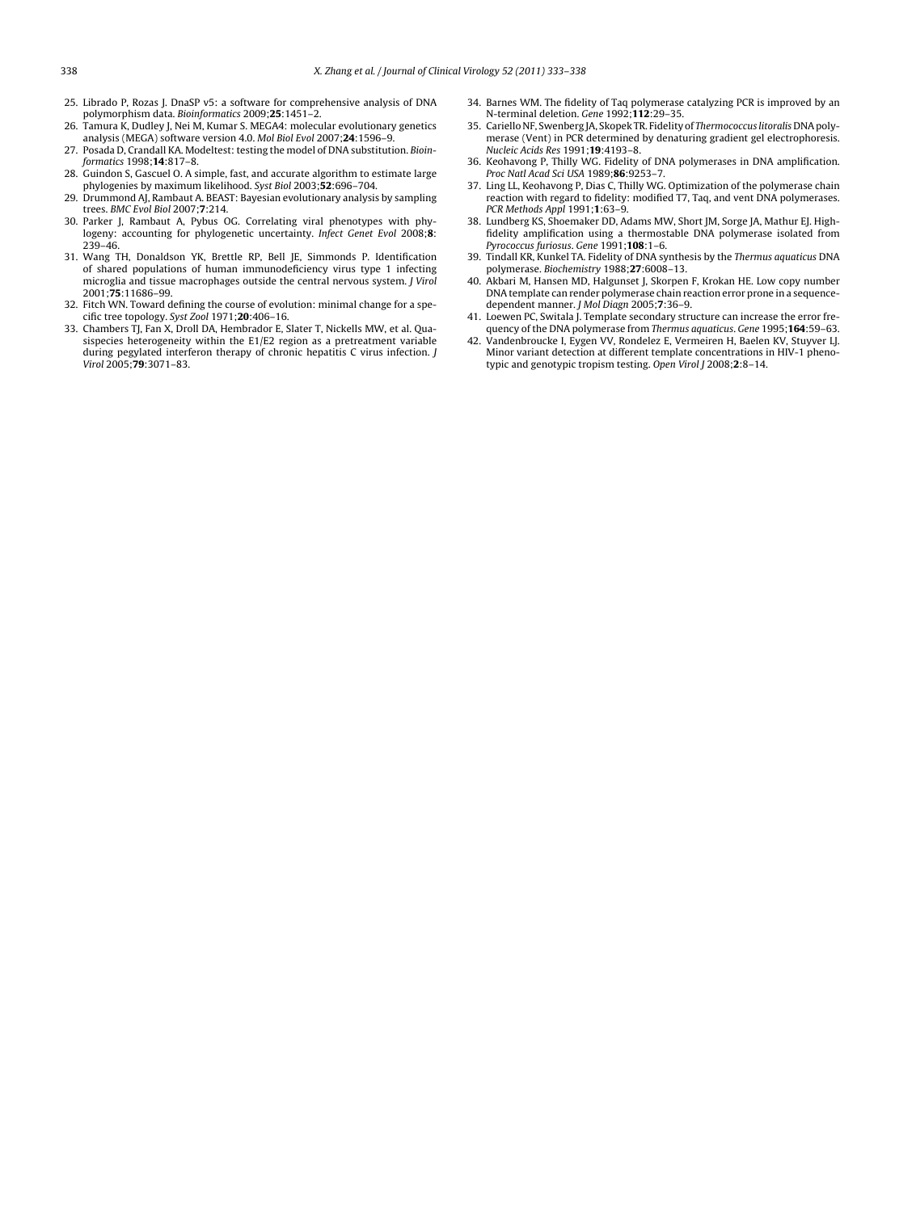25. Librado P, Rozas J. DnaSP v5: a software for comprehensive analysis of DNA polymorphism data. *Bioinformatics* 2009;**25**:1451–2.
26. Tamura K, Dudley J, Nei M, Kumar S. MEGA4: molecular evolutionary genetics analysis (MEGA) software version 4.0. *Mol Biol Evol* 2007;**24**:1596–9.
27. Posada D, Crandall KA. Modeltest: testing the model of DNA substitution. *Bioinformatics* 1998;**14**:817–8.
28. Guindon S, Gascuel O. A simple, fast, and accurate algorithm to estimate large phylogenies by maximum likelihood. *Syst Biol* 2003;**52**:696–704.
29. Drummond AJ, Rambaut A. BEAST: Bayesian evolutionary analysis by sampling trees. *BMC Evol Biol* 2007;**7**:214.
30. Parker J, Rambaut A, Pybus OG. Correlating viral phenotypes with phylogeny: accounting for phylogenetic uncertainty. *Infect Genet Evol* 2008;**8**: 239–46.
31. Wang TH, Donaldson YK, Brettle RP, Bell JE, Simmonds P. Identification of shared populations of human immunodeficiency virus type 1 infecting microglia and tissue macrophages outside the central nervous system. *J Virol* 2001;**75**:11686–99.
32. Fitch WN. Toward defining the course of evolution: minimal change for a specific tree topology. *Syst Zool* 1971;**20**:406–16.
33. Chambers TJ, Fan X, Droll DA, Hembrador E, Slater T, Nickells MW, et al. Quasispecies heterogeneity within the E1/E2 region as a pretreatment variable during pegylated interferon therapy of chronic hepatitis C virus infection. *J Virol* 2005;**79**:3071–83.
34. Barnes WM. The fidelity of Taq polymerase catalyzing PCR is improved by an N-terminal deletion. *Gene* 1992;**112**:29–35.
35. Cariello NF, Swenberg JA, Skopek TR. Fidelity of *Thermococcus litoralis* DNA polymerase (Vent) in PCR determined by denaturing gradient gel electrophoresis. *Nucleic Acids Res* 1991;**19**:4193–8.
36. Keohavong P, Thilly WG. Fidelity of DNA polymerases in DNA amplification. *Proc Natl Acad Sci USA* 1989;**86**:9253–7.
37. Ling LL, Keohavong P, Dias C, Thilly WG. Optimization of the polymerase chain reaction with regard to fidelity: modified T7, Taq, and vent DNA polymerases. *PCR Methods Appl* 1991;**1**:63–9.
38. Lundberg KS, Shoemaker DD, Adams MW, Short JM, Sorge JA, Mathur EJ. High-fidelity amplification using a thermostable DNA polymerase isolated from *Pyrococcus furiosus*. *Gene* 1991;**108**:1–6.
39. Tindall KR, Kunkel TA. Fidelity of DNA synthesis by the *Thermus aquaticus* DNA polymerase. *Biochemistry* 1988;**27**:6008–13.
40. Akbari M, Hansen MD, Halgunset J, Skorpen F, Krokan HE. Low copy number DNA template can render polymerase chain reaction error prone in a sequence-dependent manner. *J Mol Diagn* 2005;**7**:36–9.
41. Loewen PC, Switala J. Template secondary structure can increase the error frequency of the DNA polymerase from *Thermus aquaticus*. *Gene* 1995;**164**:59–63.
42. Vandenbroucke I, Eygen VV, Rondelez E, Vermeiren H, Baelen KV, Stuyver LJ. Minor variant detection at different template concentrations in HIV-1 phenotypic and genotypic tropism testing. *Open Virol J* 2008;**2**:8–14.